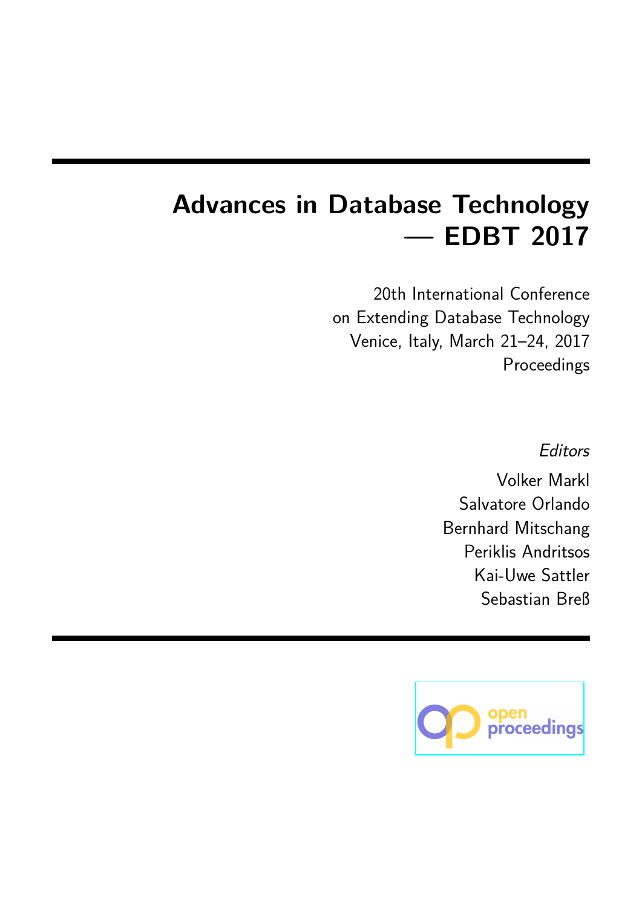# Advances in Database Technology — EDBT 2017

20th International Conference
on Extending Database Technology
Venice, Italy, March 21–24, 2017
Proceedings

*Editors*

Volker Markl
Salvatore Orlando
Bernhard Mitschang
Periklis Andritsos
Kai-Uwe Sattler
Sebastian Breß

open proceedings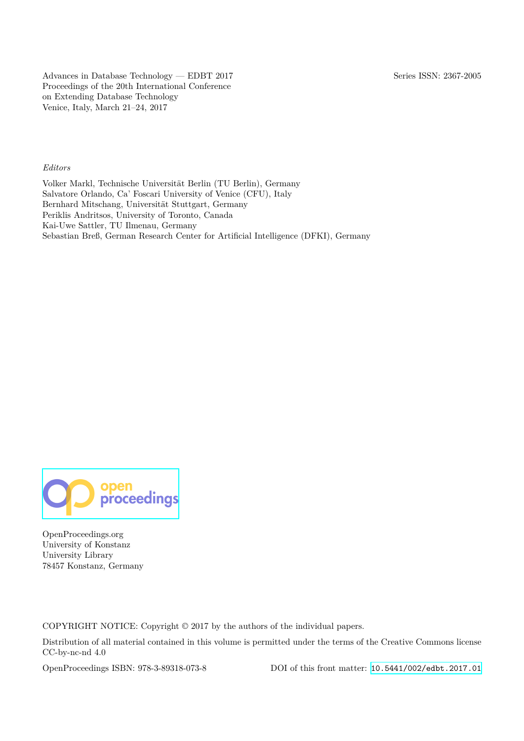Advances in Database Technology — EDBT 2017
Proceedings of the 20th International Conference
on Extending Database Technology
Venice, Italy, March 21–24, 2017

Series ISSN: 2367-2005

*Editors*

Volker Markl, Technische Universität Berlin (TU Berlin), Germany
Salvatore Orlando, Ca' Foscari University of Venice (CFU), Italy
Bernhard Mitschang, Universität Stuttgart, Germany
Periklis Andritsos, University of Toronto, Canada
Kai-Uwe Sattler, TU Ilmenau, Germany
Sebastian Breß, German Research Center for Artificial Intelligence (DFKI), Germany

open proceedings

OpenProceedings.org
University of Konstanz
University Library
78457 Konstanz, Germany

COPYRIGHT NOTICE: Copyright © 2017 by the authors of the individual papers.

Distribution of all material contained in this volume is permitted under the terms of the Creative Commons license CC-by-nc-nd 4.0

OpenProceedings ISBN: 978-3-89318-073-8

DOI of this front matter: 10.5441/002/edbt.2017.01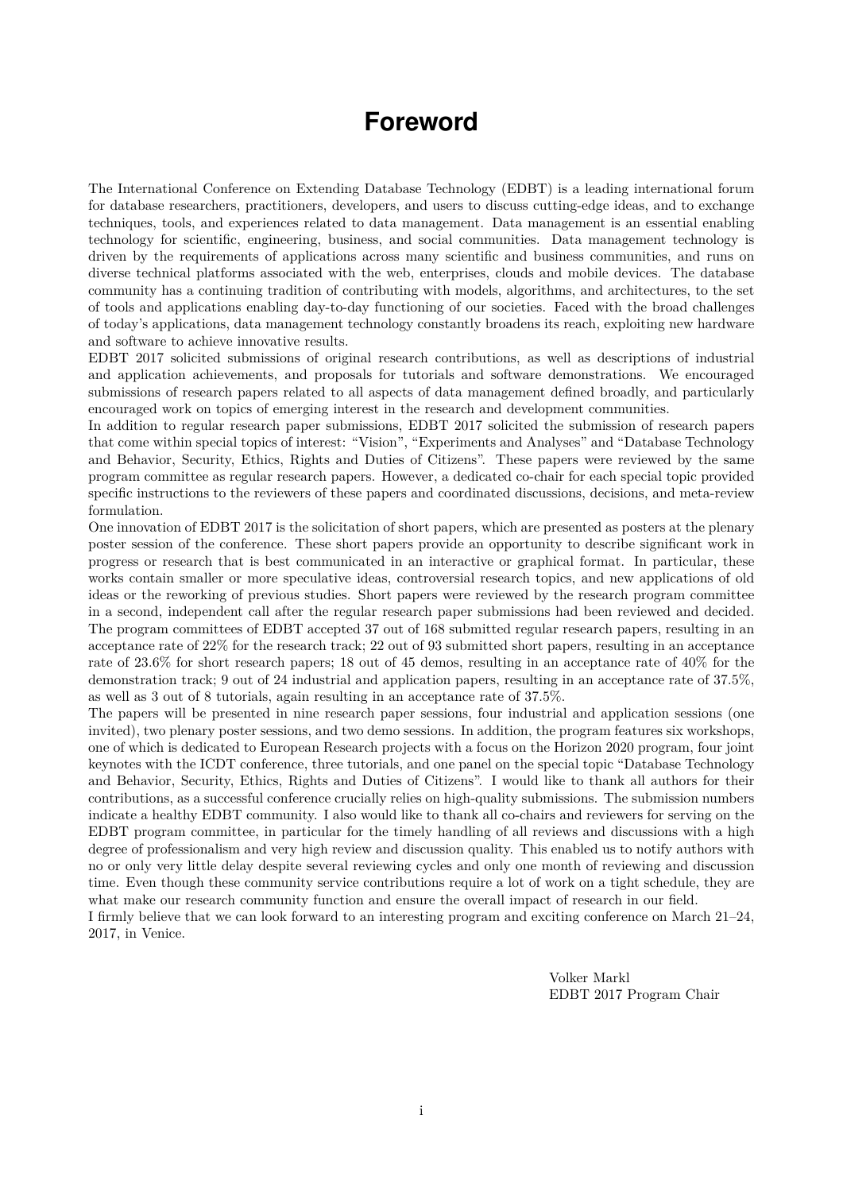# Foreword

The International Conference on Extending Database Technology (EDBT) is a leading international forum for database researchers, practitioners, developers, and users to discuss cutting-edge ideas, and to exchange techniques, tools, and experiences related to data management. Data management is an essential enabling technology for scientific, engineering, business, and social communities. Data management technology is driven by the requirements of applications across many scientific and business communities, and runs on diverse technical platforms associated with the web, enterprises, clouds and mobile devices. The database community has a continuing tradition of contributing with models, algorithms, and architectures, to the set of tools and applications enabling day-to-day functioning of our societies. Faced with the broad challenges of today's applications, data management technology constantly broadens its reach, exploiting new hardware and software to achieve innovative results.

EDBT 2017 solicited submissions of original research contributions, as well as descriptions of industrial and application achievements, and proposals for tutorials and software demonstrations. We encouraged submissions of research papers related to all aspects of data management defined broadly, and particularly encouraged work on topics of emerging interest in the research and development communities.

In addition to regular research paper submissions, EDBT 2017 solicited the submission of research papers that come within special topics of interest: "Vision", "Experiments and Analyses" and "Database Technology and Behavior, Security, Ethics, Rights and Duties of Citizens". These papers were reviewed by the same program committee as regular research papers. However, a dedicated co-chair for each special topic provided specific instructions to the reviewers of these papers and coordinated discussions, decisions, and meta-review formulation.

One innovation of EDBT 2017 is the solicitation of short papers, which are presented as posters at the plenary poster session of the conference. These short papers provide an opportunity to describe significant work in progress or research that is best communicated in an interactive or graphical format. In particular, these works contain smaller or more speculative ideas, controversial research topics, and new applications of old ideas or the reworking of previous studies. Short papers were reviewed by the research program committee in a second, independent call after the regular research paper submissions had been reviewed and decided.

The program committees of EDBT accepted 37 out of 168 submitted regular research papers, resulting in an acceptance rate of 22% for the research track; 22 out of 93 submitted short papers, resulting in an acceptance rate of 23.6% for short research papers; 18 out of 45 demos, resulting in an acceptance rate of 40% for the demonstration track; 9 out of 24 industrial and application papers, resulting in an acceptance rate of 37.5%, as well as 3 out of 8 tutorials, again resulting in an acceptance rate of 37.5%.

The papers will be presented in nine research paper sessions, four industrial and application sessions (one invited), two plenary poster sessions, and two demo sessions. In addition, the program features six workshops, one of which is dedicated to European Research projects with a focus on the Horizon 2020 program, four joint keynotes with the ICDT conference, three tutorials, and one panel on the special topic "Database Technology and Behavior, Security, Ethics, Rights and Duties of Citizens". I would like to thank all authors for their contributions, as a successful conference crucially relies on high-quality submissions. The submission numbers indicate a healthy EDBT community. I also would like to thank all co-chairs and reviewers for serving on the EDBT program committee, in particular for the timely handling of all reviews and discussions with a high degree of professionalism and very high review and discussion quality. This enabled us to notify authors with no or only very little delay despite several reviewing cycles and only one month of reviewing and discussion time. Even though these community service contributions require a lot of work on a tight schedule, they are what make our research community function and ensure the overall impact of research in our field.

I firmly believe that we can look forward to an interesting program and exciting conference on March 21–24, 2017, in Venice.

Volker Markl
EDBT 2017 Program Chair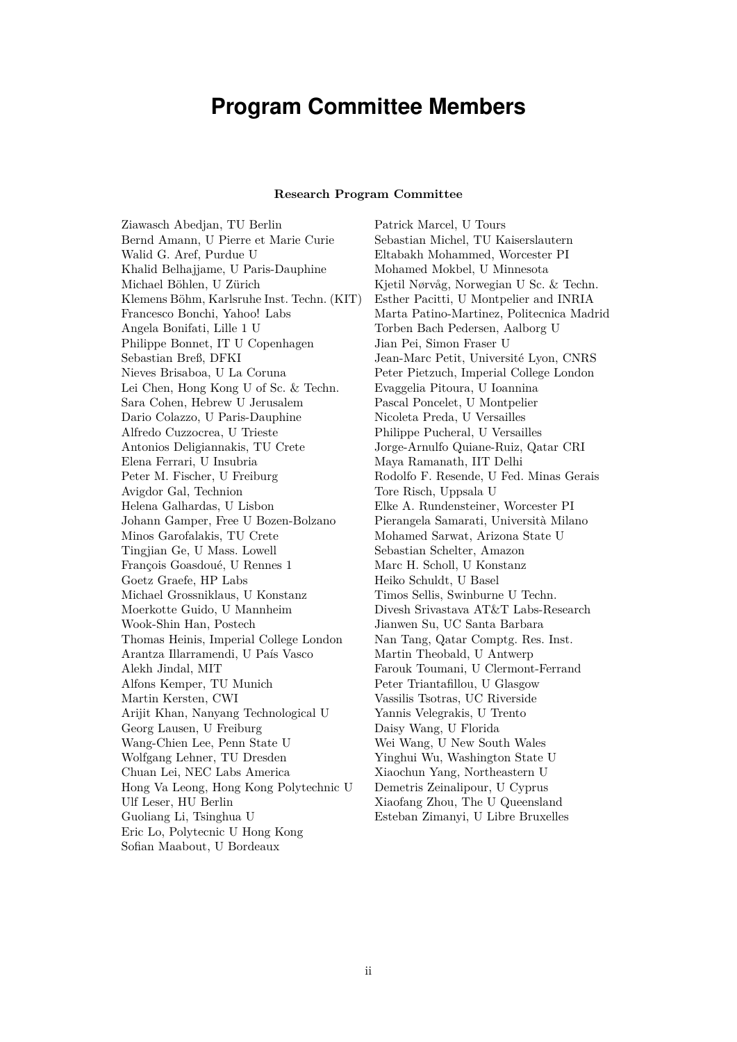# Program Committee Members

### Research Program Committee

Ziawasch Abedjan, TU Berlin
Bernd Amann, U Pierre et Marie Curie
Walid G. Aref, Purdue U
Khalid Belhajjame, U Paris-Dauphine
Michael Böhlen, U Zürich
Klemens Böhm, Karlsruhe Inst. Techn. (KIT)
Francesco Bonchi, Yahoo! Labs
Angela Bonifati, Lille 1 U
Philippe Bonnet, IT U Copenhagen
Sebastian Breß, DFKI
Nieves Brisaboa, U La Coruna
Lei Chen, Hong Kong U of Sc. & Techn.
Sara Cohen, Hebrew U Jerusalem
Dario Colazzo, U Paris-Dauphine
Alfredo Cuzzocrea, U Trieste
Antonios Deligiannakis, TU Crete
Elena Ferrari, U Insubria
Peter M. Fischer, U Freiburg
Avigdor Gal, Technion
Helena Galhardas, U Lisbon
Johann Gamper, Free U Bozen-Bolzano
Minos Garofalakis, TU Crete
Tingjian Ge, U Mass. Lowell
François Goasdoué, U Rennes 1
Goetz Graefe, HP Labs
Michael Grossniklaus, U Konstanz
Moerkotte Guido, U Mannheim
Wook-Shin Han, Postech
Thomas Heinis, Imperial College London
Arantza Illarramendi, U País Vasco
Alekh Jindal, MIT
Alfons Kemper, TU Munich
Martin Kersten, CWI
Arijit Khan, Nanyang Technological U
Georg Lausen, U Freiburg
Wang-Chien Lee, Penn State U
Wolfgang Lehner, TU Dresden
Chuan Lei, NEC Labs America
Hong Va Leong, Hong Kong Polytechnic U
Ulf Leser, HU Berlin
Guoliang Li, Tsinghua U
Eric Lo, Polytecnic U Hong Kong
Sofian Maabout, U Bordeaux
Patrick Marcel, U Tours
Sebastian Michel, TU Kaiserslautern
Eltabakh Mohammed, Worcester PI
Mohamed Mokbel, U Minnesota
Kjetil Nørvåg, Norwegian U Sc. & Techn.
Esther Pacitti, U Montpelier and INRIA
Marta Patino-Martinez, Politecnica Madrid
Torben Bach Pedersen, Aalborg U
Jian Pei, Simon Fraser U
Jean-Marc Petit, Université Lyon, CNRS
Peter Pietzuch, Imperial College London
Evaggelia Pitoura, U Ioannina
Pascal Poncelet, U Montpelier
Nicoleta Preda, U Versailles
Philippe Pucheral, U Versailles
Jorge-Arnulfo Quiane-Ruiz, Qatar CRI
Maya Ramanath, IIT Delhi
Rodolfo F. Resende, U Fed. Minas Gerais
Tore Risch, Uppsala U
Elke A. Rundensteiner, Worcester PI
Pierangela Samarati, Università Milano
Mohamed Sarwat, Arizona State U
Sebastian Schelter, Amazon
Marc H. Scholl, U Konstanz
Heiko Schuldt, U Basel
Timos Sellis, Swinburne U Techn.
Divesh Srivastava AT&T Labs-Research
Jianwen Su, UC Santa Barbara
Nan Tang, Qatar Comptg. Res. Inst.
Martin Theobald, U Antwerp
Farouk Toumani, U Clermont-Ferrand
Peter Triantafillou, U Glasgow
Vassilis Tsotras, UC Riverside
Yannis Velegrakis, U Trento
Daisy Wang, U Florida
Wei Wang, U New South Wales
Yinghui Wu, Washington State U
Xiaochun Yang, Northeastern U
Demetris Zeinalipour, U Cyprus
Xiaofang Zhou, The U Queensland
Esteban Zimanyi, U Libre Bruxelles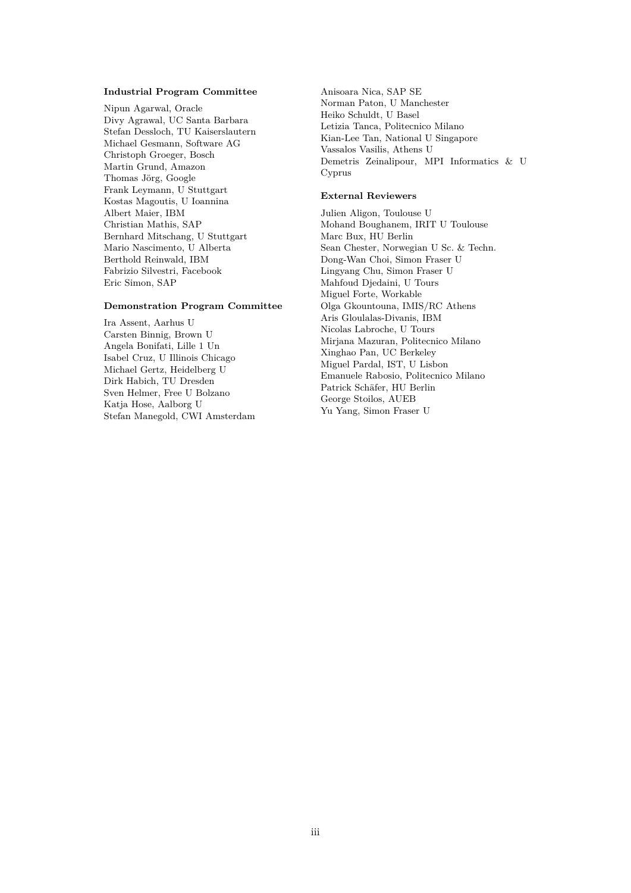### Industrial Program Committee

Nipun Agarwal, Oracle
Divy Agrawal, UC Santa Barbara
Stefan Dessloch, TU Kaiserslautern
Michael Gesmann, Software AG
Christoph Groeger, Bosch
Martin Grund, Amazon
Thomas Jörg, Google
Frank Leymann, U Stuttgart
Kostas Magoutis, U Ioannina
Albert Maier, IBM
Christian Mathis, SAP
Bernhard Mitschang, U Stuttgart
Mario Nascimento, U Alberta
Berthold Reinwald, IBM
Fabrizio Silvestri, Facebook
Eric Simon, SAP

### Demonstration Program Committee

Ira Assent, Aarhus U
Carsten Binnig, Brown U
Angela Bonifati, Lille 1 Un
Isabel Cruz, U Illinois Chicago
Michael Gertz, Heidelberg U
Dirk Habich, TU Dresden
Sven Helmer, Free U Bolzano
Katja Hose, Aalborg U
Stefan Manegold, CWI Amsterdam
Anisoara Nica, SAP SE
Norman Paton, U Manchester
Heiko Schuldt, U Basel
Letizia Tanca, Politecnico Milano
Kian-Lee Tan, National U Singapore
Vassalos Vasilis, Athens U
Demetris Zeinalipour, MPI Informatics & U Cyprus

### External Reviewers

Julien Aligon, Toulouse U
Mohand Boughanem, IRIT U Toulouse
Marc Bux, HU Berlin
Sean Chester, Norwegian U Sc. & Techn.
Dong-Wan Choi, Simon Fraser U
Lingyang Chu, Simon Fraser U
Mahfoud Djedaini, U Tours
Miguel Forte, Workable
Olga Gkountouna, IMIS/RC Athens
Aris Gloulalas-Divanis, IBM
Nicolas Labroche, U Tours
Mirjana Mazuran, Politecnico Milano
Xinghao Pan, UC Berkeley
Miguel Pardal, IST, U Lisbon
Emanuele Rabosio, Politecnico Milano
Patrick Schäfer, HU Berlin
George Stoilos, AUEB
Yu Yang, Simon Fraser U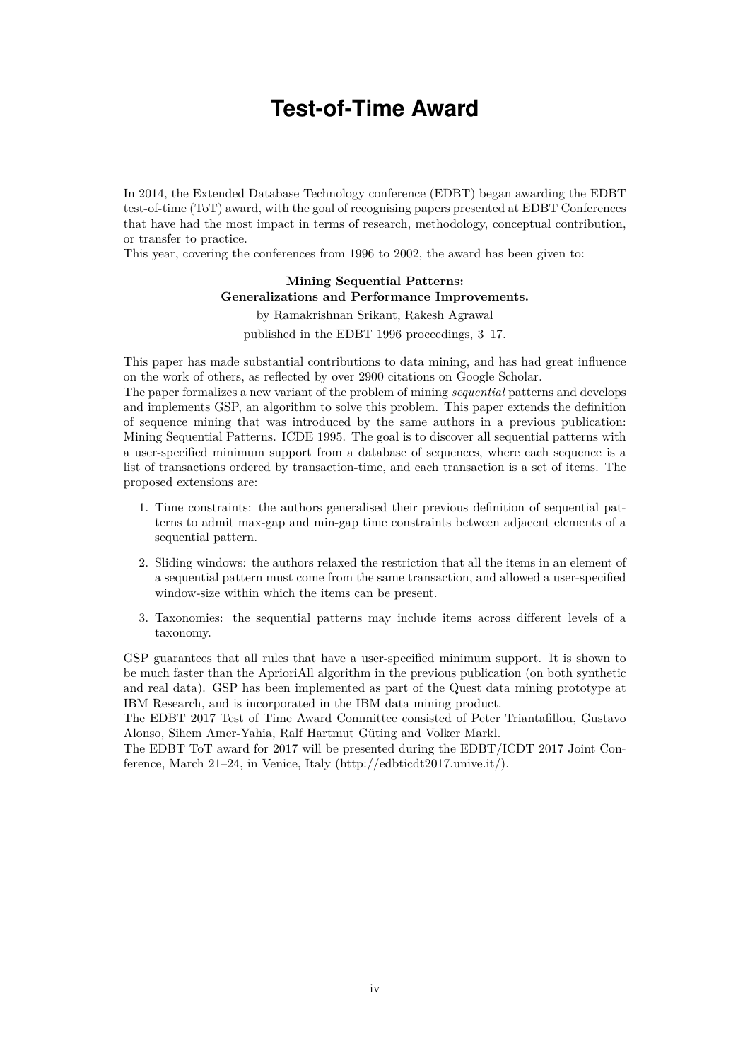# Test-of-Time Award

In 2014, the Extended Database Technology conference (EDBT) began awarding the EDBT test-of-time (ToT) award, with the goal of recognising papers presented at EDBT Conferences that have had the most impact in terms of research, methodology, conceptual contribution, or transfer to practice.
This year, covering the conferences from 1996 to 2002, the award has been given to:

**Mining Sequential Patterns:**
**Generalizations and Performance Improvements.**

by Ramakrishnan Srikant, Rakesh Agrawal

published in the EDBT 1996 proceedings, 3–17.

This paper has made substantial contributions to data mining, and has had great influence on the work of others, as reflected by over 2900 citations on Google Scholar.
The paper formalizes a new variant of the problem of mining *sequential* patterns and develops and implements GSP, an algorithm to solve this problem. This paper extends the definition of sequence mining that was introduced by the same authors in a previous publication: Mining Sequential Patterns. ICDE 1995. The goal is to discover all sequential patterns with a user-specified minimum support from a database of sequences, where each sequence is a list of transactions ordered by transaction-time, and each transaction is a set of items. The proposed extensions are:

1. Time constraints: the authors generalised their previous definition of sequential patterns to admit max-gap and min-gap time constraints between adjacent elements of a sequential pattern.

2. Sliding windows: the authors relaxed the restriction that all the items in an element of a sequential pattern must come from the same transaction, and allowed a user-specified window-size within which the items can be present.

3. Taxonomies: the sequential patterns may include items across different levels of a taxonomy.

GSP guarantees that all rules that have a user-specified minimum support. It is shown to be much faster than the AprioriAll algorithm in the previous publication (on both synthetic and real data). GSP has been implemented as part of the Quest data mining prototype at IBM Research, and is incorporated in the IBM data mining product.
The EDBT 2017 Test of Time Award Committee consisted of Peter Triantafillou, Gustavo Alonso, Sihem Amer-Yahia, Ralf Hartmut Güting and Volker Markl.
The EDBT ToT award for 2017 will be presented during the EDBT/ICDT 2017 Joint Conference, March 21–24, in Venice, Italy (http://edbticdt2017.unive.it/).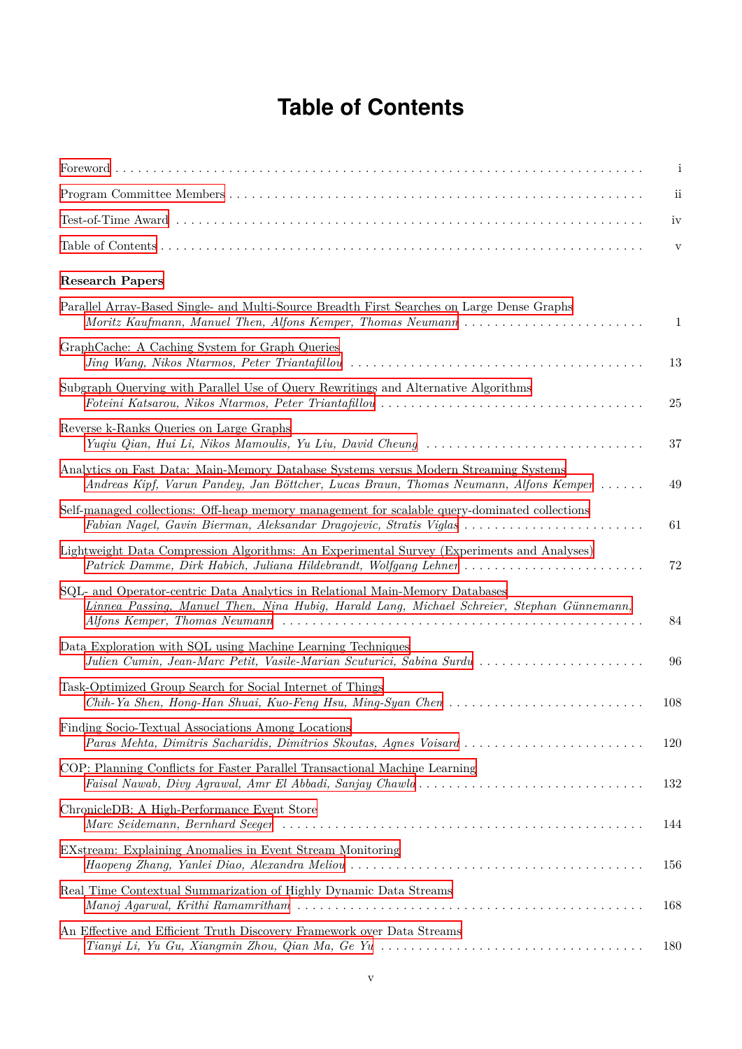# Table of Contents

Foreword . . . i

Program Committee Members . . . ii

Test-of-Time Award . . . iv

Table of Contents . . . v

**Research Papers**

Parallel Array-Based Single- and Multi-Source Breadth First Searches on Large Dense Graphs
*Moritz Kaufmann, Manuel Then, Alfons Kemper, Thomas Neumann* . . . 1

GraphCache: A Caching System for Graph Queries
*Jing Wang, Nikos Ntarmos, Peter Triantafillou* . . . 13

Subgraph Querying with Parallel Use of Query Rewritings and Alternative Algorithms
*Foteini Katsarou, Nikos Ntarmos, Peter Triantafillou* . . . 25

Reverse k-Ranks Queries on Large Graphs
*Yuqiu Qian, Hui Li, Nikos Mamoulis, Yu Liu, David Cheung* . . . 37

Analytics on Fast Data: Main-Memory Database Systems versus Modern Streaming Systems
*Andreas Kipf, Varun Pandey, Jan Böttcher, Lucas Braun, Thomas Neumann, Alfons Kemper* . . . 49

Self-managed collections: Off-heap memory management for scalable query-dominated collections
*Fabian Nagel, Gavin Bierman, Aleksandar Dragojevic, Stratis Viglas* . . . 61

Lightweight Data Compression Algorithms: An Experimental Survey (Experiments and Analyses)
*Patrick Damme, Dirk Habich, Juliana Hildebrandt, Wolfgang Lehner* . . . 72

SQL- and Operator-centric Data Analytics in Relational Main-Memory Databases
*Linnea Passing, Manuel Then, Nina Hubig, Harald Lang, Michael Schreier, Stephan Günnemann, Alfons Kemper, Thomas Neumann* . . . 84

Data Exploration with SQL using Machine Learning Techniques
*Julien Cumin, Jean-Marc Petit, Vasile-Marian Scuturici, Sabina Surdu* . . . 96

Task-Optimized Group Search for Social Internet of Things
*Chih-Ya Shen, Hong-Han Shuai, Kuo-Feng Hsu, Ming-Syan Chen* . . . 108

Finding Socio-Textual Associations Among Locations
*Paras Mehta, Dimitris Sacharidis, Dimitrios Skoutas, Agnes Voisard* . . . 120

COP: Planning Conflicts for Faster Parallel Transactional Machine Learning
*Faisal Nawab, Divy Agrawal, Amr El Abbadi, Sanjay Chawla* . . . 132

ChronicleDB: A High-Performance Event Store
*Marc Seidemann, Bernhard Seeger* . . . 144

EXstream: Explaining Anomalies in Event Stream Monitoring
*Haopeng Zhang, Yanlei Diao, Alexandra Meliou* . . . 156

Real Time Contextual Summarization of Highly Dynamic Data Streams
*Manoj Agarwal, Krithi Ramamritham* . . . 168

An Effective and Efficient Truth Discovery Framework over Data Streams
*Tianyi Li, Yu Gu, Xiangmin Zhou, Qian Ma, Ge Yu* . . . 180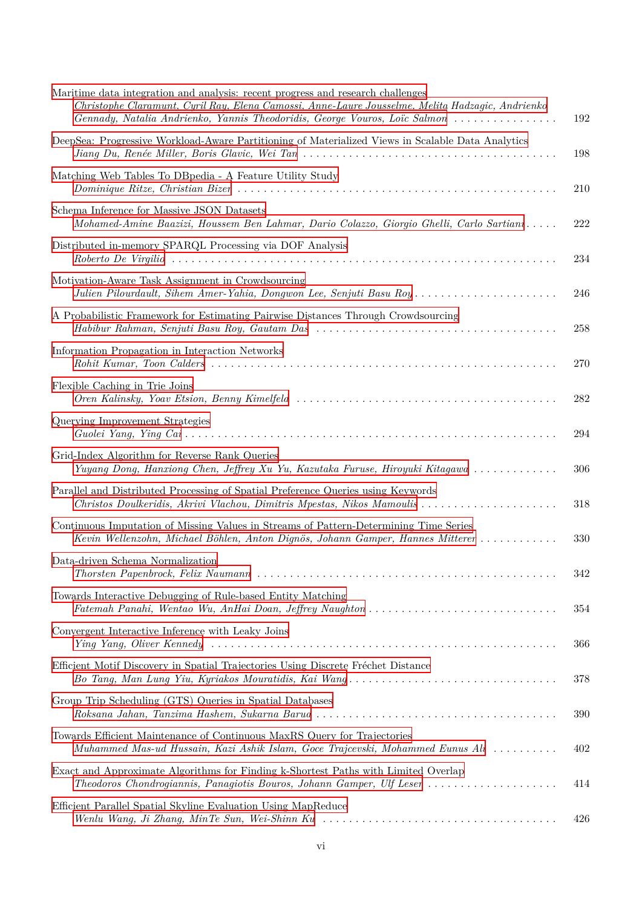Maritime data integration and analysis: recent progress and research challenges
*Christophe Claramunt, Cyril Ray, Elena Camossi, Anne-Laure Jousselme, Melita Hadzagic, Andrienko Gennady, Natalia Andrienko, Yannis Theodoridis, George Vouros, Loïc Salmon* . . . . . . . . . . . . . . . . 192

DeepSea: Progressive Workload-Aware Partitioning of Materialized Views in Scalable Data Analytics
*Jiang Du, Renée Miller, Boris Glavic, Wei Tan* . . . . . . . . . . . . . . . . . . . . . . . . . . . . . . . . . . . . . . . 198

Matching Web Tables To DBpedia - A Feature Utility Study
*Dominique Ritze, Christian Bizer* . . . . . . . . . . . . . . . . . . . . . . . . . . . . . . . . . . . . . . . . . . . . . . . . . . 210

Schema Inference for Massive JSON Datasets
*Mohamed-Amine Baazizi, Houssem Ben Lahmar, Dario Colazzo, Giorgio Ghelli, Carlo Sartiani* . . . . . 222

Distributed in-memory SPARQL Processing via DOF Analysis
*Roberto De Virgilio* . . . . . . . . . . . . . . . . . . . . . . . . . . . . . . . . . . . . . . . . . . . . . . . . . . . . . . . . . . . . . 234

Motivation-Aware Task Assignment in Crowdsourcing
*Julien Pilourdault, Sihem Amer-Yahia, Dongwon Lee, Senjuti Basu Roy* . . . . . . . . . . . . . . . . . . . . . . . 246

A Probabilistic Framework for Estimating Pairwise Distances Through Crowdsourcing
*Habibur Rahman, Senjuti Basu Roy, Gautam Das* . . . . . . . . . . . . . . . . . . . . . . . . . . . . . . . . . . . . . . 258

Information Propagation in Interaction Networks
*Rohit Kumar, Toon Calders* . . . . . . . . . . . . . . . . . . . . . . . . . . . . . . . . . . . . . . . . . . . . . . . . . . . . . . . . 270

Flexible Caching in Trie Joins
*Oren Kalinsky, Yoav Etsion, Benny Kimelfeld* . . . . . . . . . . . . . . . . . . . . . . . . . . . . . . . . . . . . . . . . 282

Querying Improvement Strategies
*Guolei Yang, Ying Cai* . . . . . . . . . . . . . . . . . . . . . . . . . . . . . . . . . . . . . . . . . . . . . . . . . . . . . . . . . . . . 294

Grid-Index Algorithm for Reverse Rank Queries
*Yuyang Dong, Hanxiong Chen, Jeffrey Xu Yu, Kazutaka Furuse, Hiroyuki Kitagawa* . . . . . . . . . . . . . 306

Parallel and Distributed Processing of Spatial Preference Queries using Keywords
*Christos Doulkeridis, Akrivi Vlachou, Dimitris Mpestas, Nikos Mamoulis* . . . . . . . . . . . . . . . . . . . . . 318

Continuous Imputation of Missing Values in Streams of Pattern-Determining Time Series
*Kevin Wellenzohn, Michael Böhlen, Anton Dignös, Johann Gamper, Hannes Mitterer* . . . . . . . . . . . . 330

Data-driven Schema Normalization
*Thorsten Papenbrock, Felix Naumann* . . . . . . . . . . . . . . . . . . . . . . . . . . . . . . . . . . . . . . . . . . . . . . . 342

Towards Interactive Debugging of Rule-based Entity Matching
*Fatemah Panahi, Wentao Wu, AnHai Doan, Jeffrey Naughton* . . . . . . . . . . . . . . . . . . . . . . . . . . . . . 354

Convergent Interactive Inference with Leaky Joins
*Ying Yang, Oliver Kennedy* . . . . . . . . . . . . . . . . . . . . . . . . . . . . . . . . . . . . . . . . . . . . . . . . . . . . . . . . 366

Efficient Motif Discovery in Spatial Trajectories Using Discrete Fréchet Distance
*Bo Tang, Man Lung Yiu, Kyriakos Mouratidis, Kai Wang* . . . . . . . . . . . . . . . . . . . . . . . . . . . . . . . . . 378

Group Trip Scheduling (GTS) Queries in Spatial Databases
*Roksana Jahan, Tanzima Hashem, Sukarna Barua* . . . . . . . . . . . . . . . . . . . . . . . . . . . . . . . . . . . . . 390

Towards Efficient Maintenance of Continuous MaxRS Query for Trajectories
*Muhammed Mas-ud Hussain, Kazi Ashik Islam, Goce Trajcevski, Mohammed Eunus Ali* . . . . . . . . . . 402

Exact and Approximate Algorithms for Finding k-Shortest Paths with Limited Overlap
*Theodoros Chondrogiannis, Panagiotis Bouros, Johann Gamper, Ulf Leser* . . . . . . . . . . . . . . . . . . . . 414

Efficient Parallel Spatial Skyline Evaluation Using MapReduce
*Wenlu Wang, Ji Zhang, MinTe Sun, Wei-Shinn Ku* . . . . . . . . . . . . . . . . . . . . . . . . . . . . . . . . . . . . 426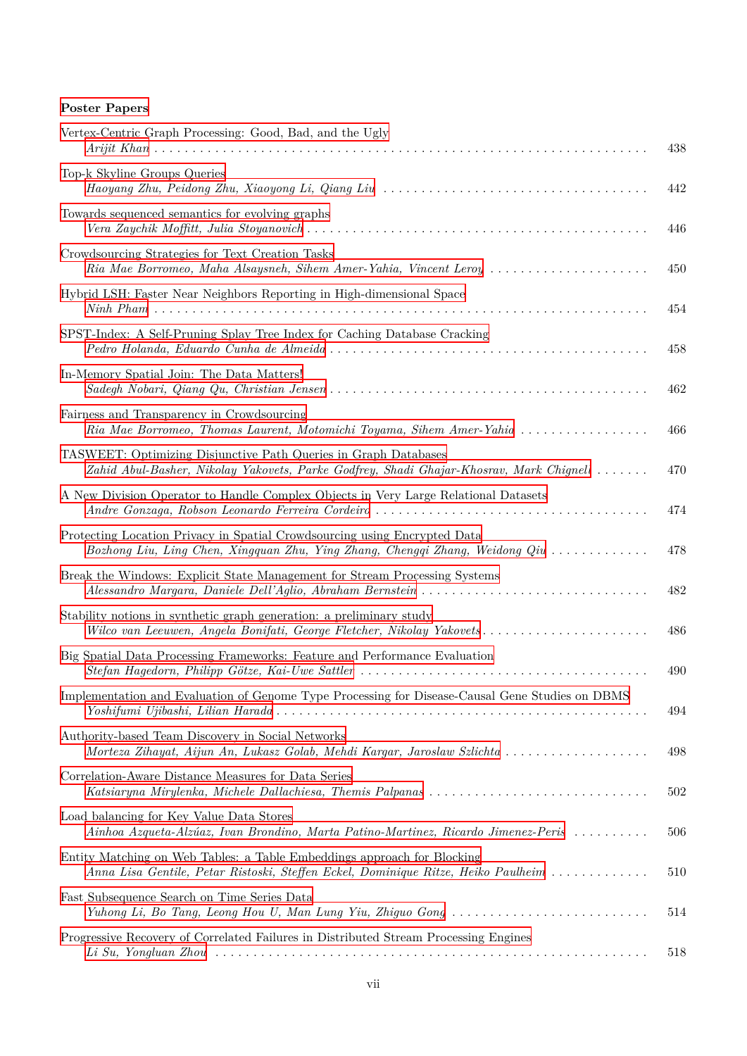**Poster Papers**

Vertex-Centric Graph Processing: Good, Bad, and the Ugly
*Arijit Khan* . . . . . . . . . . . . . . . . . . . . . . . . . . . . . . . . . . . . . . . . . . . . . . . . . . . . . . . . . . . . . . . 438

Top-k Skyline Groups Queries
*Haoyang Zhu, Peidong Zhu, Xiaoyong Li, Qiang Liu* . . . . . . . . . . . . . . . . . . . . . . . . . . . . . . . . . . . 442

Towards sequenced semantics for evolving graphs
*Vera Zaychik Moffitt, Julia Stoyanovich* . . . . . . . . . . . . . . . . . . . . . . . . . . . . . . . . . . . . . . . . . . . 446

Crowdsourcing Strategies for Text Creation Tasks
*Ria Mae Borromeo, Maha Alsaysneh, Sihem Amer-Yahia, Vincent Leroy* . . . . . . . . . . . . . . . . . . . . . 450

Hybrid LSH: Faster Near Neighbors Reporting in High-dimensional Space
*Ninh Pham* . . . . . . . . . . . . . . . . . . . . . . . . . . . . . . . . . . . . . . . . . . . . . . . . . . . . . . . . . . . . . . . . 454

SPST-Index: A Self-Pruning Splay Tree Index for Caching Database Cracking
*Pedro Holanda, Eduardo Cunha de Almeida* . . . . . . . . . . . . . . . . . . . . . . . . . . . . . . . . . . . . . . . . 458

In-Memory Spatial Join: The Data Matters!
*Sadegh Nobari, Qiang Qu, Christian Jensen* . . . . . . . . . . . . . . . . . . . . . . . . . . . . . . . . . . . . . . . . 462

Fairness and Transparency in Crowdsourcing
*Ria Mae Borromeo, Thomas Laurent, Motomichi Toyama, Sihem Amer-Yahia* . . . . . . . . . . . . . . . . . 466

TASWEET: Optimizing Disjunctive Path Queries in Graph Databases
*Zahid Abul-Basher, Nikolay Yakovets, Parke Godfrey, Shadi Ghajar-Khosrav, Mark Chignell* . . . . . . . 470

A New Division Operator to Handle Complex Objects in Very Large Relational Datasets
*Andre Gonzaga, Robson Leonardo Ferreira Cordeiro* . . . . . . . . . . . . . . . . . . . . . . . . . . . . . . . . . . 474

Protecting Location Privacy in Spatial Crowdsourcing using Encrypted Data
*Bozhong Liu, Ling Chen, Xingquan Zhu, Ying Zhang, Chengqi Zhang, Weidong Qiu* . . . . . . . . . . . . . 478

Break the Windows: Explicit State Management for Stream Processing Systems
*Alessandro Margara, Daniele Dell'Aglio, Abraham Bernstein* . . . . . . . . . . . . . . . . . . . . . . . . . . . . . 482

Stability notions in synthetic graph generation: a preliminary study
*Wilco van Leeuwen, Angela Bonifati, George Fletcher, Nikolay Yakovets* . . . . . . . . . . . . . . . . . . . . . 486

Big Spatial Data Processing Frameworks: Feature and Performance Evaluation
*Stefan Hagedorn, Philipp Götze, Kai-Uwe Sattler* . . . . . . . . . . . . . . . . . . . . . . . . . . . . . . . . . . . . 490

Implementation and Evaluation of Genome Type Processing for Disease-Causal Gene Studies on DBMS
*Yoshifumi Ujibashi, Lilian Harada* . . . . . . . . . . . . . . . . . . . . . . . . . . . . . . . . . . . . . . . . . . . . . . . 494

Authority-based Team Discovery in Social Networks
*Morteza Zihayat, Aijun An, Lukasz Golab, Mehdi Kargar, Jaroslaw Szlichta* . . . . . . . . . . . . . . . . . . . 498

Correlation-Aware Distance Measures for Data Series
*Katsiaryna Mirylenka, Michele Dallachiesa, Themis Palpanas* . . . . . . . . . . . . . . . . . . . . . . . . . . . . . 502

Load balancing for Key Value Data Stores
*Ainhoa Azqueta-Alzúaz, Ivan Brondino, Marta Patino-Martinez, Ricardo Jimenez-Peris* . . . . . . . . . . 506

Entity Matching on Web Tables: a Table Embeddings approach for Blocking
*Anna Lisa Gentile, Petar Ristoski, Steffen Eckel, Dominique Ritze, Heiko Paulheim* . . . . . . . . . . . . . 510

Fast Subsequence Search on Time Series Data
*Yuhong Li, Bo Tang, Leong Hou U, Man Lung Yiu, Zhiguo Gong* . . . . . . . . . . . . . . . . . . . . . . . . . . 514

Progressive Recovery of Correlated Failures in Distributed Stream Processing Engines
*Li Su, Yongluan Zhou* . . . . . . . . . . . . . . . . . . . . . . . . . . . . . . . . . . . . . . . . . . . . . . . . . . . . . . . . 518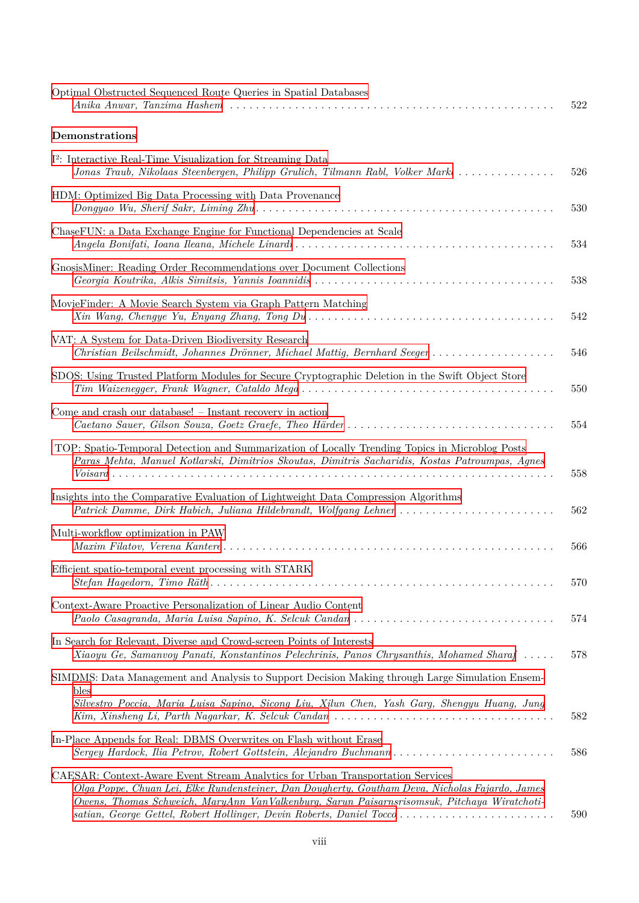Optimal Obstructed Sequenced Route Queries in Spatial Databases
*Anika Anwar, Tanzima Hashem* . . . . . . . . . . . . . . . . . . . . . . . . . . . . . . . . . . . . . . . . . . . . . . . . . . . 522

**Demonstrations**

I²: Interactive Real-Time Visualization for Streaming Data
*Jonas Traub, Nikolaas Steenbergen, Philipp Grulich, Tilmann Rabl, Volker Markl* . . . . . . . . . . . . . . . . 526

HDM: Optimized Big Data Processing with Data Provenance
*Dongyao Wu, Sherif Sakr, Liming Zhu* . . . . . . . . . . . . . . . . . . . . . . . . . . . . . . . . . . . . . . . . . . . . . . . 530

ChaseFUN: a Data Exchange Engine for Functional Dependencies at Scale
*Angela Bonifati, Ioana Ileana, Michele Linardi* . . . . . . . . . . . . . . . . . . . . . . . . . . . . . . . . . . . . . . . . . . 534

GnosisMiner: Reading Order Recommendations over Document Collections
*Georgia Koutrika, Alkis Simitsis, Yannis Ioannidis* . . . . . . . . . . . . . . . . . . . . . . . . . . . . . . . . . . . . . . 538

MovieFinder: A Movie Search System via Graph Pattern Matching
*Xin Wang, Chengye Yu, Enyang Zhang, Tong Du* . . . . . . . . . . . . . . . . . . . . . . . . . . . . . . . . . . . . . . . 542

VAT: A System for Data-Driven Biodiversity Research
*Christian Beilschmidt, Johannes Drönner, Michael Mattig, Bernhard Seeger* . . . . . . . . . . . . . . . . . . . . 546

SDOS: Using Trusted Platform Modules for Secure Cryptographic Deletion in the Swift Object Store
*Tim Waizenegger, Frank Wagner, Cataldo Mega* . . . . . . . . . . . . . . . . . . . . . . . . . . . . . . . . . . . . . . . . 550

Come and crash our database! – Instant recovery in action
*Caetano Sauer, Gilson Souza, Goetz Graefe, Theo Härder* . . . . . . . . . . . . . . . . . . . . . . . . . . . . . . . . . 554

TOP: Spatio-Temporal Detection and Summarization of Locally Trending Topics in Microblog Posts
*Paras Mehta, Manuel Kotlarski, Dimitrios Skoutas, Dimitris Sacharidis, Kostas Patroumpas, Agnes Voisard* . . . . . . . . . . . . . . . . . . . . . . . . . . . . . . . . . . . . . . . . . . . . . . . . . . . . . . . . . . . . . . . . . . . . 558

Insights into the Comparative Evaluation of Lightweight Data Compression Algorithms
*Patrick Damme, Dirk Habich, Juliana Hildebrandt, Wolfgang Lehner* . . . . . . . . . . . . . . . . . . . . . . . . . 562

Multi-workflow optimization in PAW
*Maxim Filatov, Verena Kantere* . . . . . . . . . . . . . . . . . . . . . . . . . . . . . . . . . . . . . . . . . . . . . . . . . . . . . . 566

Efficient spatio-temporal event processing with STARK
*Stefan Hagedorn, Timo Räth* . . . . . . . . . . . . . . . . . . . . . . . . . . . . . . . . . . . . . . . . . . . . . . . . . . . . . . . . . 570

Context-Aware Proactive Personalization of Linear Audio Content
*Paolo Casagranda, Maria Luisa Sapino, K. Selcuk Candan* . . . . . . . . . . . . . . . . . . . . . . . . . . . . . . . . . 574

In Search for Relevant, Diverse and Crowd-screen Points of Interests
*Xiaoyu Ge, Samanvoy Panati, Konstantinos Pelechrinis, Panos Chrysanthis, Mohamed Sharaf* . . . . . 578

SIMDMS: Data Management and Analysis to Support Decision Making through Large Simulation Ensembles
*Silvestro Poccia, Maria Luisa Sapino, Sicong Liu, Xilun Chen, Yash Garg, Shengyu Huang, Jung Kim, Xinsheng Li, Parth Nagarkar, K. Selcuk Candan* . . . . . . . . . . . . . . . . . . . . . . . . . . . . . . . . . . . 582

In-Place Appends for Real: DBMS Overwrites on Flash without Erase
*Sergey Hardock, Ilia Petrov, Robert Gottstein, Alejandro Buchmann* . . . . . . . . . . . . . . . . . . . . . . . . . 586

CAESAR: Context-Aware Event Stream Analytics for Urban Transportation Services
*Olga Poppe, Chuan Lei, Elke Rundensteiner, Dan Dougherty, Goutham Deva, Nicholas Fajardo, James Owens, Thomas Schweich, MaryAnn VanValkenburg, Sarun Paisarnsrisomsuk, Pitchaya Wiratchotisatian, George Gettel, Robert Hollinger, Devin Roberts, Daniel Tocco* . . . . . . . . . . . . . . . . . . . . . . . . . 590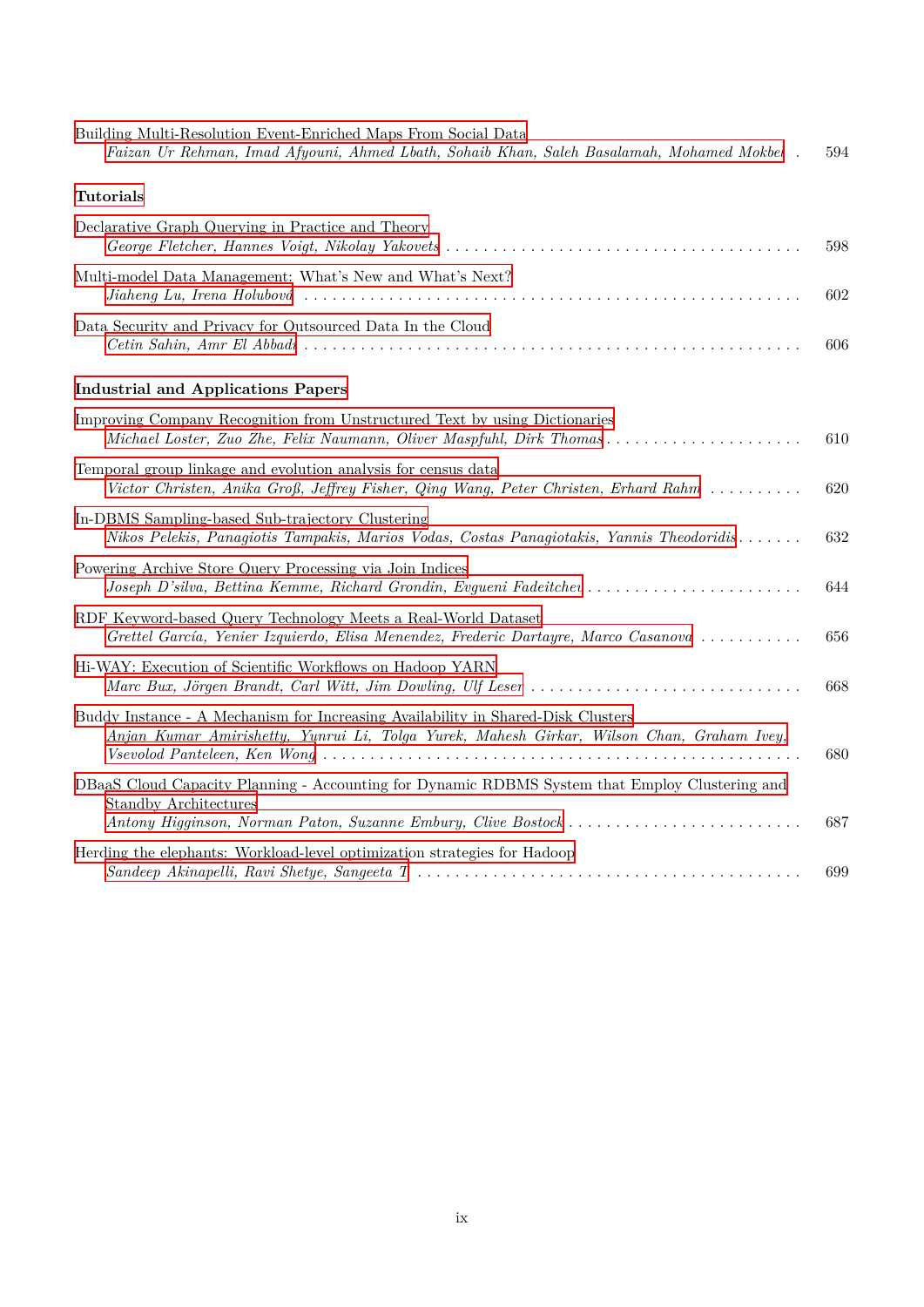Building Multi-Resolution Event-Enriched Maps From Social Data
*Faizan Ur Rehman, Imad Afyouni, Ahmed Lbath, Sohaib Khan, Saleh Basalamah, Mohamed Mokbel* . 594

## Tutorials

Declarative Graph Querying in Practice and Theory
*George Fletcher, Hannes Voigt, Nikolay Yakovets* . . . . . . . . . . . . . . . . . . . . . . . . . . . . . . . . . . . . 598

Multi-model Data Management: What's New and What's Next?
*Jiaheng Lu, Irena Holubová* . . . . . . . . . . . . . . . . . . . . . . . . . . . . . . . . . . . . . . . . . . . . . . . . . . . . 602

Data Security and Privacy for Outsourced Data In the Cloud
*Cetin Sahin, Amr El Abbadi* . . . . . . . . . . . . . . . . . . . . . . . . . . . . . . . . . . . . . . . . . . . . . . . . . . . . 606

## Industrial and Applications Papers

Improving Company Recognition from Unstructured Text by using Dictionaries
*Michael Loster, Zuo Zhe, Felix Naumann, Oliver Maspfuhl, Dirk Thomas* . . . . . . . . . . . . . . . . . . . . . 610

Temporal group linkage and evolution analysis for census data
*Victor Christen, Anika Groß, Jeffrey Fisher, Qing Wang, Peter Christen, Erhard Rahm* . . . . . . . . . . 620

In-DBMS Sampling-based Sub-trajectory Clustering
*Nikos Pelekis, Panagiotis Tampakis, Marios Vodas, Costas Panagiotakis, Yannis Theodoridis* . . . . . . . 632

Powering Archive Store Query Processing via Join Indices
*Joseph D'silva, Bettina Kemme, Richard Grondin, Evgueni Fadeitchev* . . . . . . . . . . . . . . . . . . . . . . . . 644

RDF Keyword-based Query Technology Meets a Real-World Dataset
*Grettel García, Yenier Izquierdo, Elisa Menendez, Frederic Dartayre, Marco Casanova* . . . . . . . . . . . 656

Hi-WAY: Execution of Scientific Workflows on Hadoop YARN
*Marc Bux, Jörgen Brandt, Carl Witt, Jim Dowling, Ulf Leser* . . . . . . . . . . . . . . . . . . . . . . . . . . . . . 668

Buddy Instance - A Mechanism for Increasing Availability in Shared-Disk Clusters
*Anjan Kumar Amirishetty, Yunrui Li, Tolga Yurek, Mahesh Girkar, Wilson Chan, Graham Ivey, Vsevolod Panteleen, Ken Wong* . . . . . . . . . . . . . . . . . . . . . . . . . . . . . . . . . . . . . . . . . . . . . . . . . . . . . . . . 680

DBaaS Cloud Capacity Planning - Accounting for Dynamic RDBMS System that Employ Clustering and Standby Architectures
*Antony Higginson, Norman Paton, Suzanne Embury, Clive Bostock* . . . . . . . . . . . . . . . . . . . . . . . . . . 687

Herding the elephants: Workload-level optimization strategies for Hadoop
*Sandeep Akinapelli, Ravi Shetye, Sangeeta T* . . . . . . . . . . . . . . . . . . . . . . . . . . . . . . . . . . . . . . . . . . 699